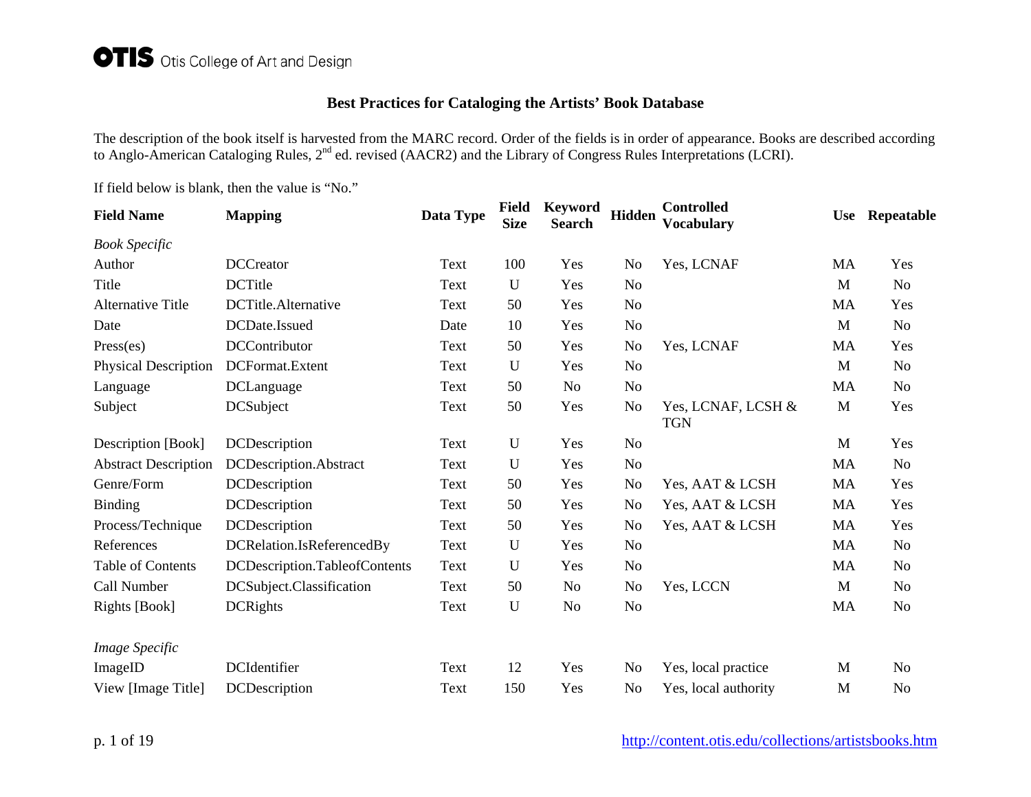**OTIS** Otis College of Art and Design

# Best Practices for Cataloging the Artists' Book Database

The description of the book itself is harvested from the MARC record. Order of the fields is in order of appearance. Books are described according to Anglo-American Cataloging Rules, 2nd ed. revised (AACR2) and the Library of Congress Rules Interpretations (LCRI).

If field below is blank, then the value is "No."

| Field Name | Mapping | Data Type | Field Size | Keyword Search | Hidden | Controlled Vocabulary | Use | Repeatable |
|---|---|---|---|---|---|---|---|---|
| *Book Specific* | | | | | | | | |
| Author | DCCreator | Text | 100 | Yes | No | Yes, LCNAF | MA | Yes |
| Title | DCTitle | Text | U | Yes | No | | M | No |
| Alternative Title | DCTitle.Alternative | Text | 50 | Yes | No | | MA | Yes |
| Date | DCDate.Issued | Date | 10 | Yes | No | | M | No |
| Press(es) | DCContributor | Text | 50 | Yes | No | Yes, LCNAF | MA | Yes |
| Physical Description | DCFormat.Extent | Text | U | Yes | No | | M | No |
| Language | DCLanguage | Text | 50 | No | No | | MA | No |
| Subject | DCSubject | Text | 50 | Yes | No | Yes, LCNAF, LCSH & TGN | M | Yes |
| Description [Book] | DCDescription | Text | U | Yes | No | | M | Yes |
| Abstract Description | DCDescription.Abstract | Text | U | Yes | No | | MA | No |
| Genre/Form | DCDescription | Text | 50 | Yes | No | Yes, AAT & LCSH | MA | Yes |
| Binding | DCDescription | Text | 50 | Yes | No | Yes, AAT & LCSH | MA | Yes |
| Process/Technique | DCDescription | Text | 50 | Yes | No | Yes, AAT & LCSH | MA | Yes |
| References | DCRelation.IsReferencedBy | Text | U | Yes | No | | MA | No |
| Table of Contents | DCDescription.TableofContents | Text | U | Yes | No | | MA | No |
| Call Number | DCSubject.Classification | Text | 50 | No | No | Yes, LCCN | M | No |
| Rights [Book] | DCRights | Text | U | No | No | | MA | No |
| *Image Specific* | | | | | | | | |
| ImageID | DCIdentifier | Text | 12 | Yes | No | Yes, local practice | M | No |
| View [Image Title] | DCDescription | Text | 150 | Yes | No | Yes, local authority | M | No |

http://content.otis.edu/collections/artistsbooks.htm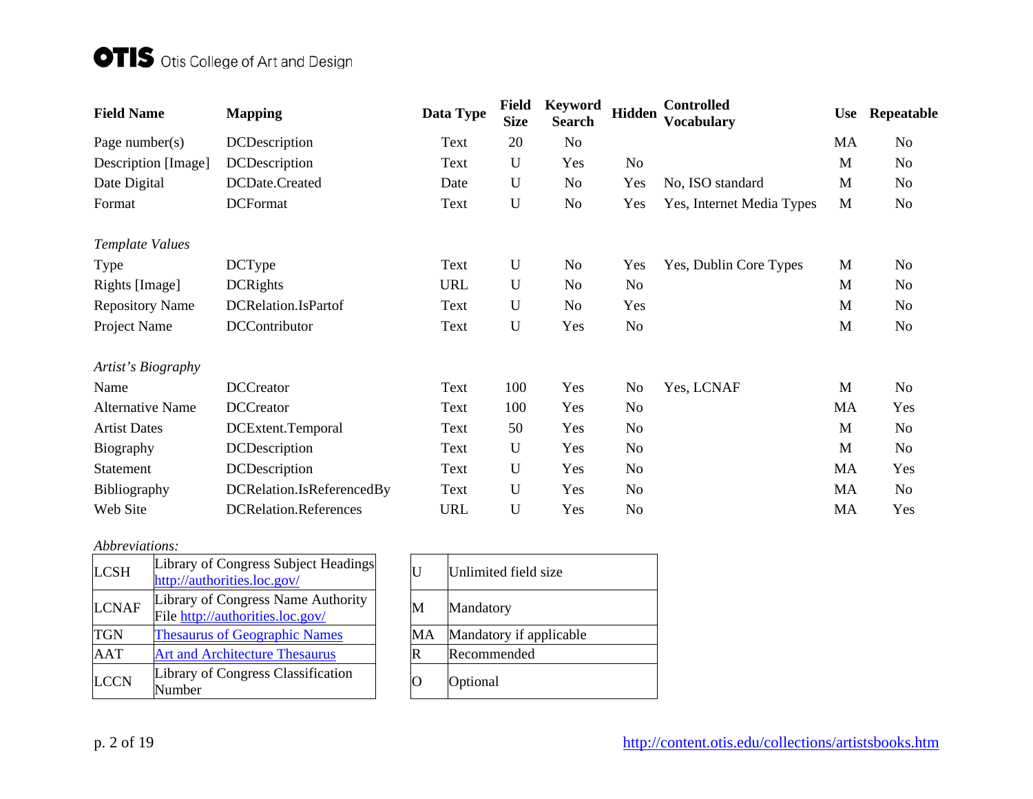| Field Name | Mapping | Data Type | Field Size | Keyword Search | Hidden | Controlled Vocabulary | Use | Repeatable |
|---|---|---|---|---|---|---|---|---|
| Page number(s) | DCDescription | Text | 20 | No | | | MA | No |
| Description [Image] | DCDescription | Text | U | Yes | No | | M | No |
| Date Digital | DCDate.Created | Date | U | No | Yes | No, ISO standard | M | No |
| Format | DCFormat | Text | U | No | Yes | Yes, Internet Media Types | M | No |
| *Template Values* | | | | | | | | |
| Type | DCType | Text | U | No | Yes | Yes, Dublin Core Types | M | No |
| Rights [Image] | DCRights | URL | U | No | No | | M | No |
| Repository Name | DCRelation.IsPartof | Text | U | No | Yes | | M | No |
| Project Name | DCContributor | Text | U | Yes | No | | M | No |
| *Artist's Biography* | | | | | | | | |
| Name | DCCreator | Text | 100 | Yes | No | Yes, LCNAF | M | No |
| Alternative Name | DCCreator | Text | 100 | Yes | No | | MA | Yes |
| Artist Dates | DCExtent.Temporal | Text | 50 | Yes | No | | M | No |
| Biography | DCDescription | Text | U | Yes | No | | M | No |
| Statement | DCDescription | Text | U | Yes | No | | MA | Yes |
| Bibliography | DCRelation.IsReferencedBy | Text | U | Yes | No | | MA | No |
| Web Site | DCRelation.References | URL | U | Yes | No | | MA | Yes |

*Abbreviations:*

| | |
|---|---|
| LCSH | Library of Congress Subject Headings http://authorities.loc.gov/ |
| LCNAF | Library of Congress Name Authority File http://authorities.loc.gov/ |
| TGN | Thesaurus of Geographic Names |
| AAT | Art and Architecture Thesaurus |
| LCCN | Library of Congress Classification Number |

| | |
|---|---|
| U | Unlimited field size |
| M | Mandatory |
| MA | Mandatory if applicable |
| R | Recommended |
| O | Optional |

http://content.otis.edu/collections/artistsbooks.htm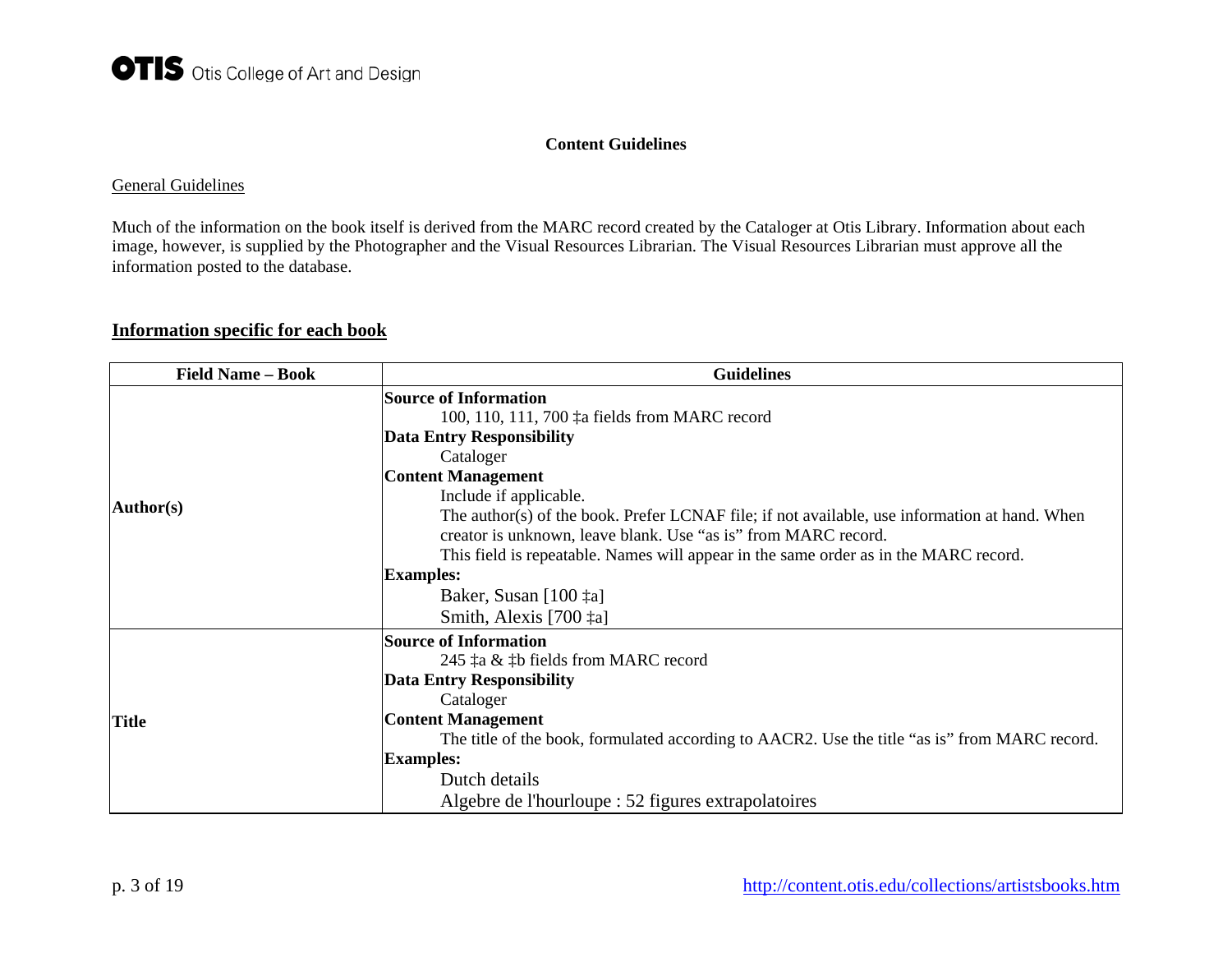**Content Guidelines**

General Guidelines

Much of the information on the book itself is derived from the MARC record created by the Cataloger at Otis Library. Information about each image, however, is supplied by the Photographer and the Visual Resources Librarian. The Visual Resources Librarian must approve all the information posted to the database.

## Information specific for each book

| Field Name – Book | Guidelines |
|---|---|
| **Author(s)** | **Source of Information**<br>100, 110, 111, 700 ‡a fields from MARC record<br>**Data Entry Responsibility**<br>Cataloger<br>**Content Management**<br>Include if applicable.<br>The author(s) of the book. Prefer LCNAF file; if not available, use information at hand. When creator is unknown, leave blank. Use "as is" from MARC record.<br>This field is repeatable. Names will appear in the same order as in the MARC record.<br>**Examples:**<br>Baker, Susan [100 ‡a]<br>Smith, Alexis [700 ‡a] |
| **Title** | **Source of Information**<br>245 ‡a & ‡b fields from MARC record<br>**Data Entry Responsibility**<br>Cataloger<br>**Content Management**<br>The title of the book, formulated according to AACR2. Use the title "as is" from MARC record.<br>**Examples:**<br>Dutch details<br>Algebre de l'hourloupe : 52 figures extrapolatoires |

http://content.otis.edu/collections/artistsbooks.htm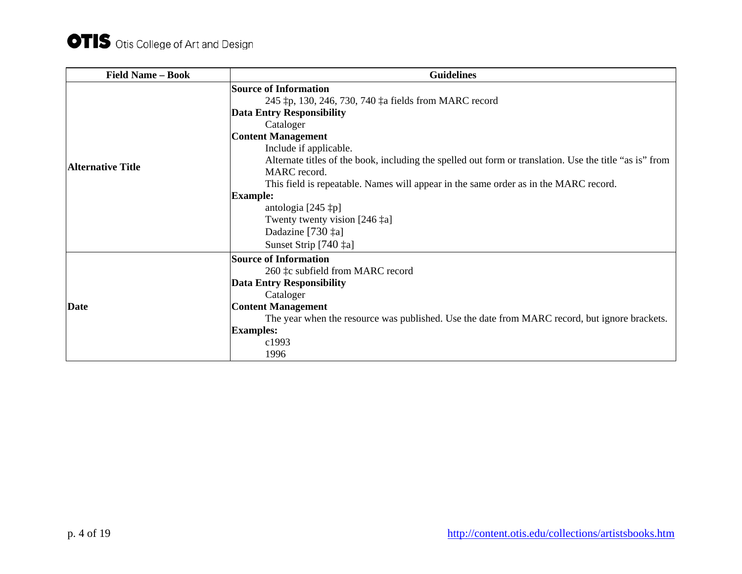| Field Name – Book | Guidelines |
|---|---|
| **Alternative Title** | **Source of Information**<br>245 ‡p, 130, 246, 730, 740 ‡a fields from MARC record<br>**Data Entry Responsibility**<br>Cataloger<br>**Content Management**<br>Include if applicable.<br>Alternate titles of the book, including the spelled out form or translation. Use the title "as is" from MARC record.<br>This field is repeatable. Names will appear in the same order as in the MARC record.<br>**Example:**<br>antologia [245 ‡p]<br>Twenty twenty vision [246 ‡a]<br>Dadazine [730 ‡a]<br>Sunset Strip [740 ‡a] |
| **Date** | **Source of Information**<br>260 ‡c subfield from MARC record<br>**Data Entry Responsibility**<br>Cataloger<br>**Content Management**<br>The year when the resource was published. Use the date from MARC record, but ignore brackets.<br>**Examples:**<br>c1993<br>1996 |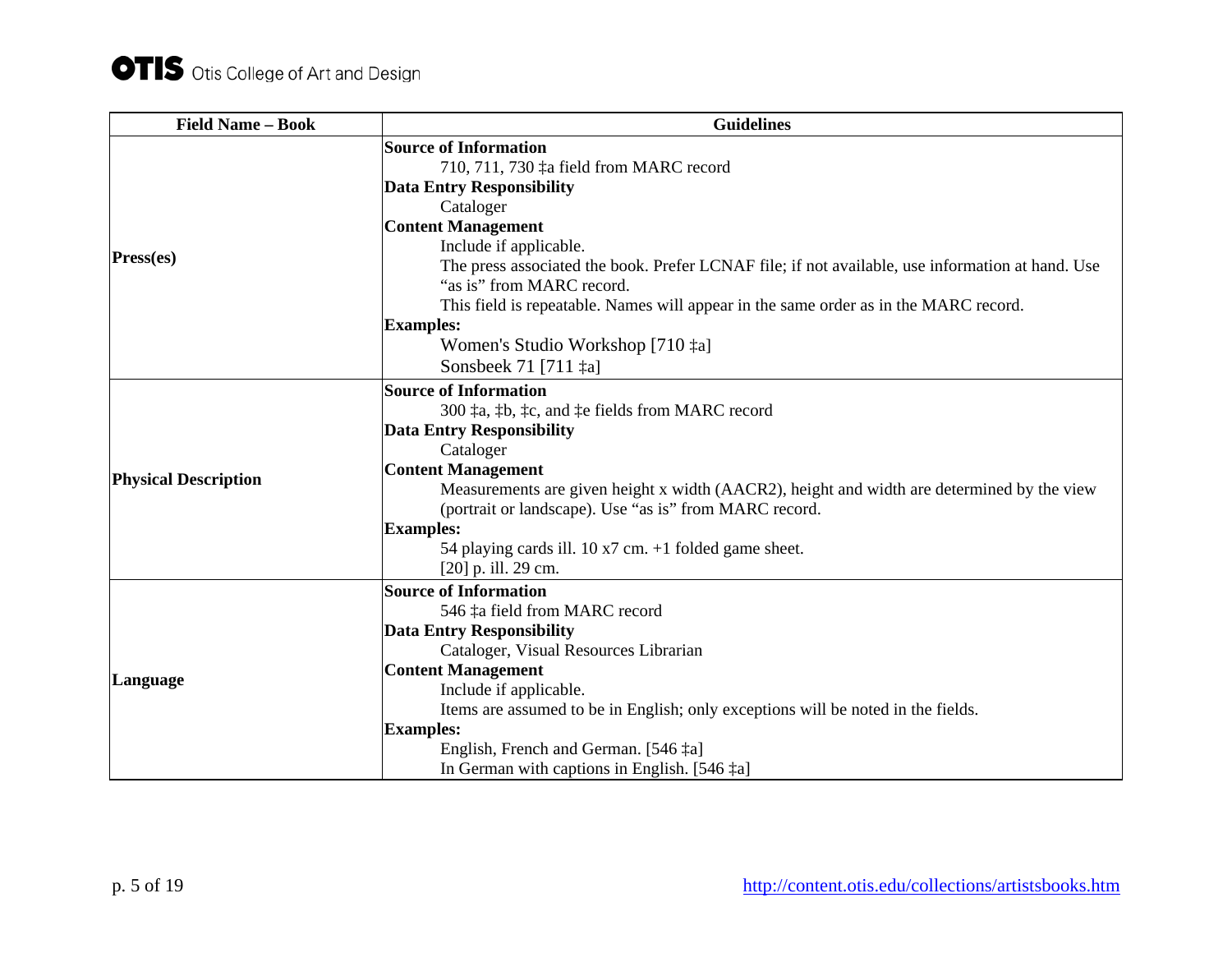| Field Name – Book | Guidelines |
|---|---|
| **Press(es)** | **Source of Information**<br>710, 711, 730 ‡a field from MARC record<br>**Data Entry Responsibility**<br>Cataloger<br>**Content Management**<br>Include if applicable.<br>The press associated the book. Prefer LCNAF file; if not available, use information at hand. Use "as is" from MARC record.<br>This field is repeatable. Names will appear in the same order as in the MARC record.<br>**Examples:**<br>Women's Studio Workshop [710 ‡a]<br>Sonsbeek 71 [711 ‡a] |
| **Physical Description** | **Source of Information**<br>300 ‡a, ‡b, ‡c, and ‡e fields from MARC record<br>**Data Entry Responsibility**<br>Cataloger<br>**Content Management**<br>Measurements are given height x width (AACR2), height and width are determined by the view (portrait or landscape). Use "as is" from MARC record.<br>**Examples:**<br>54 playing cards ill. 10 x7 cm. +1 folded game sheet.<br>[20] p. ill. 29 cm. |
| **Language** | **Source of Information**<br>546 ‡a field from MARC record<br>**Data Entry Responsibility**<br>Cataloger, Visual Resources Librarian<br>**Content Management**<br>Include if applicable.<br>Items are assumed to be in English; only exceptions will be noted in the fields.<br>**Examples:**<br>English, French and German. [546 ‡a]<br>In German with captions in English. [546 ‡a] |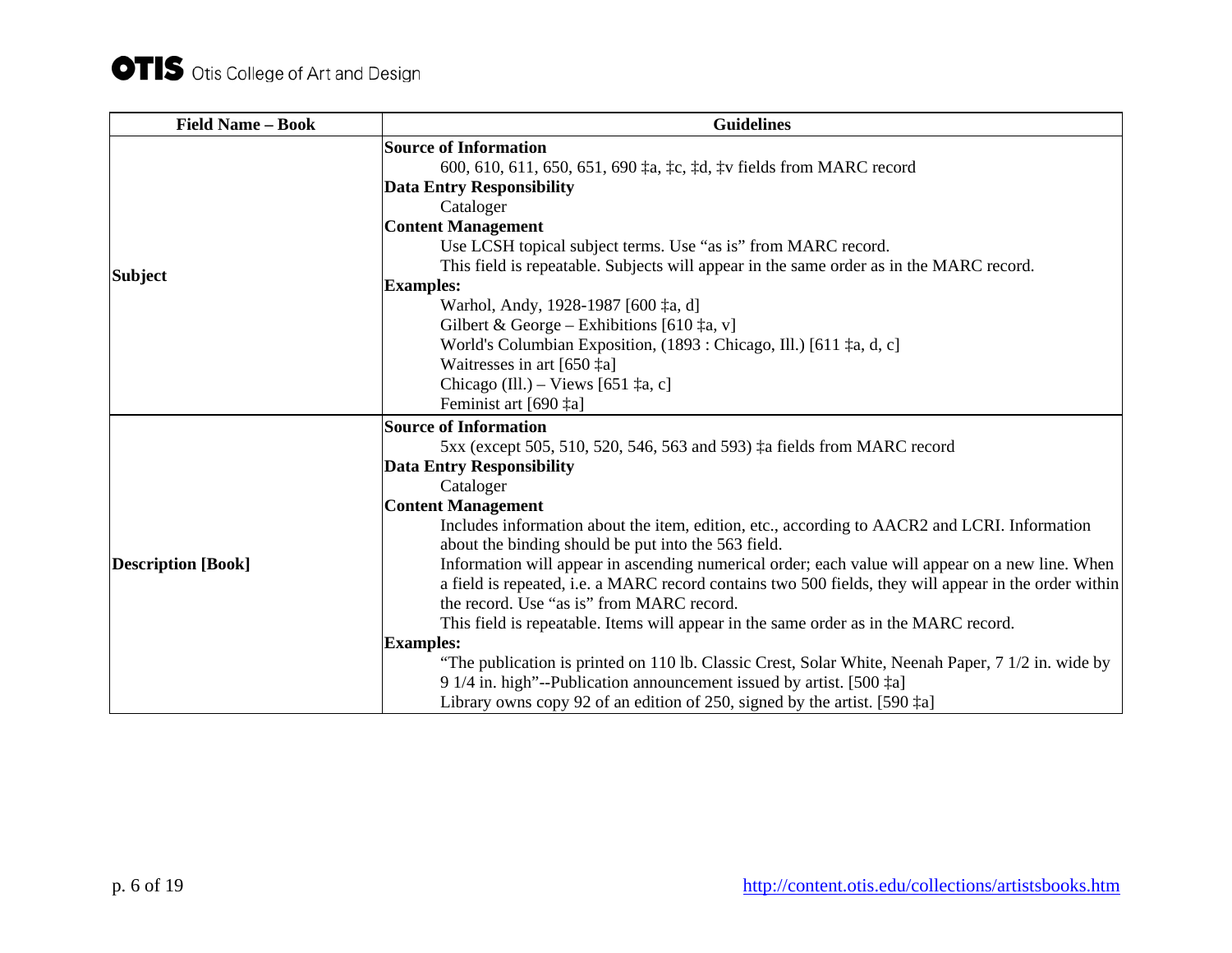| Field Name – Book | Guidelines |
|---|---|
| **Subject** | **Source of Information**<br>600, 610, 611, 650, 651, 690 ‡a, ‡c, ‡d, ‡v fields from MARC record<br>**Data Entry Responsibility**<br>Cataloger<br>**Content Management**<br>Use LCSH topical subject terms. Use "as is" from MARC record.<br>This field is repeatable. Subjects will appear in the same order as in the MARC record.<br>**Examples:**<br>Warhol, Andy, 1928-1987 [600 ‡a, d]<br>Gilbert & George – Exhibitions [610 ‡a, v]<br>World's Columbian Exposition, (1893 : Chicago, Ill.) [611 ‡a, d, c]<br>Waitresses in art [650 ‡a]<br>Chicago (Ill.) – Views [651 ‡a, c]<br>Feminist art [690 ‡a] |
| **Description [Book]** | **Source of Information**<br>5xx (except 505, 510, 520, 546, 563 and 593) ‡a fields from MARC record<br>**Data Entry Responsibility**<br>Cataloger<br>**Content Management**<br>Includes information about the item, edition, etc., according to AACR2 and LCRI. Information about the binding should be put into the 563 field.<br>Information will appear in ascending numerical order; each value will appear on a new line. When a field is repeated, i.e. a MARC record contains two 500 fields, they will appear in the order within the record. Use "as is" from MARC record.<br>This field is repeatable. Items will appear in the same order as in the MARC record.<br>**Examples:**<br>"The publication is printed on 110 lb. Classic Crest, Solar White, Neenah Paper, 7 1/2 in. wide by 9 1/4 in. high"--Publication announcement issued by artist. [500 ‡a]<br>Library owns copy 92 of an edition of 250, signed by the artist. [590 ‡a] |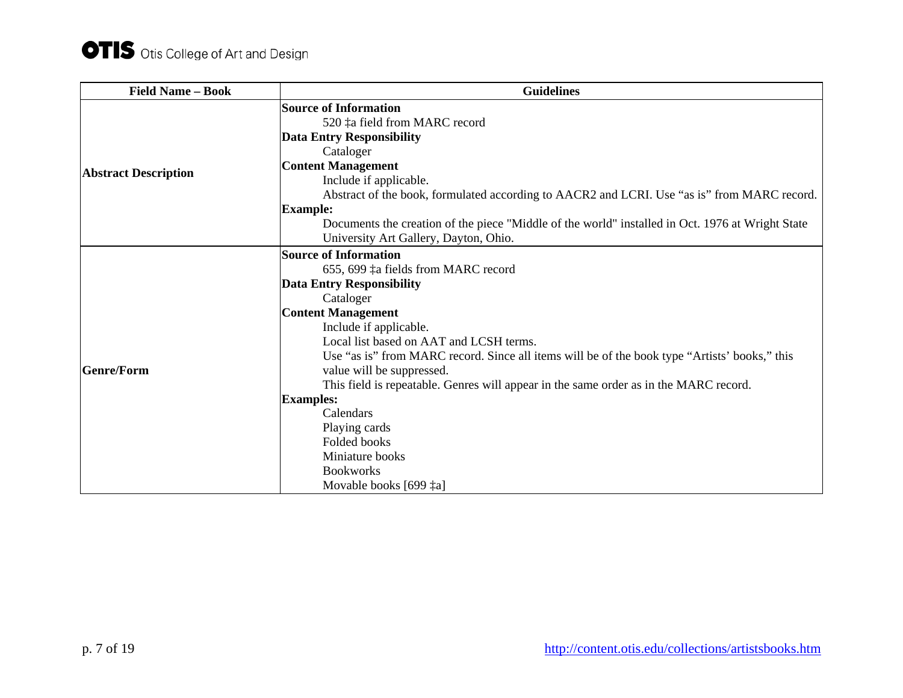| Field Name – Book | Guidelines |
|---|---|
| **Abstract Description** | **Source of Information**<br>520 ‡a field from MARC record<br>**Data Entry Responsibility**<br>Cataloger<br>**Content Management**<br>Include if applicable.<br>Abstract of the book, formulated according to AACR2 and LCRI. Use “as is” from MARC record.<br>**Example:**<br>Documents the creation of the piece "Middle of the world" installed in Oct. 1976 at Wright State University Art Gallery, Dayton, Ohio. |
| **Genre/Form** | **Source of Information**<br>655, 699 ‡a fields from MARC record<br>**Data Entry Responsibility**<br>Cataloger<br>**Content Management**<br>Include if applicable.<br>Local list based on AAT and LCSH terms.<br>Use “as is” from MARC record. Since all items will be of the book type “Artists’ books,” this value will be suppressed.<br>This field is repeatable. Genres will appear in the same order as in the MARC record.<br>**Examples:**<br>Calendars<br>Playing cards<br>Folded books<br>Miniature books<br>Bookworks<br>Movable books [699 ‡a] |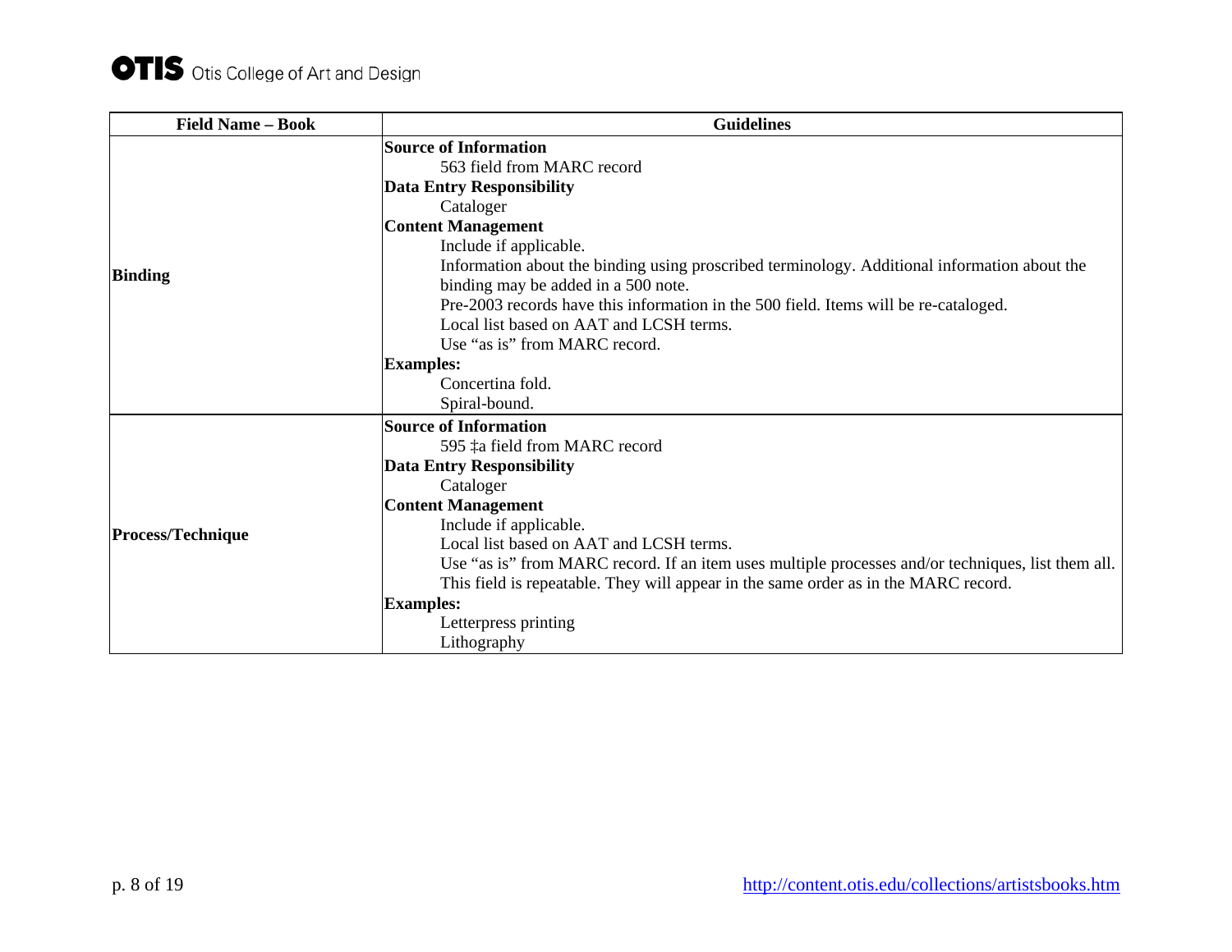| Field Name – Book | Guidelines |
| --- | --- |
| **Binding** | **Source of Information**<br>563 field from MARC record<br>**Data Entry Responsibility**<br>Cataloger<br>**Content Management**<br>Include if applicable.<br>Information about the binding using proscribed terminology. Additional information about the binding may be added in a 500 note.<br>Pre-2003 records have this information in the 500 field. Items will be re-cataloged.<br>Local list based on AAT and LCSH terms.<br>Use "as is" from MARC record.<br>**Examples:**<br>Concertina fold.<br>Spiral-bound. |
| **Process/Technique** | **Source of Information**<br>595 ‡a field from MARC record<br>**Data Entry Responsibility**<br>Cataloger<br>**Content Management**<br>Include if applicable.<br>Local list based on AAT and LCSH terms.<br>Use "as is" from MARC record. If an item uses multiple processes and/or techniques, list them all.<br>This field is repeatable. They will appear in the same order as in the MARC record.<br>**Examples:**<br>Letterpress printing<br>Lithography |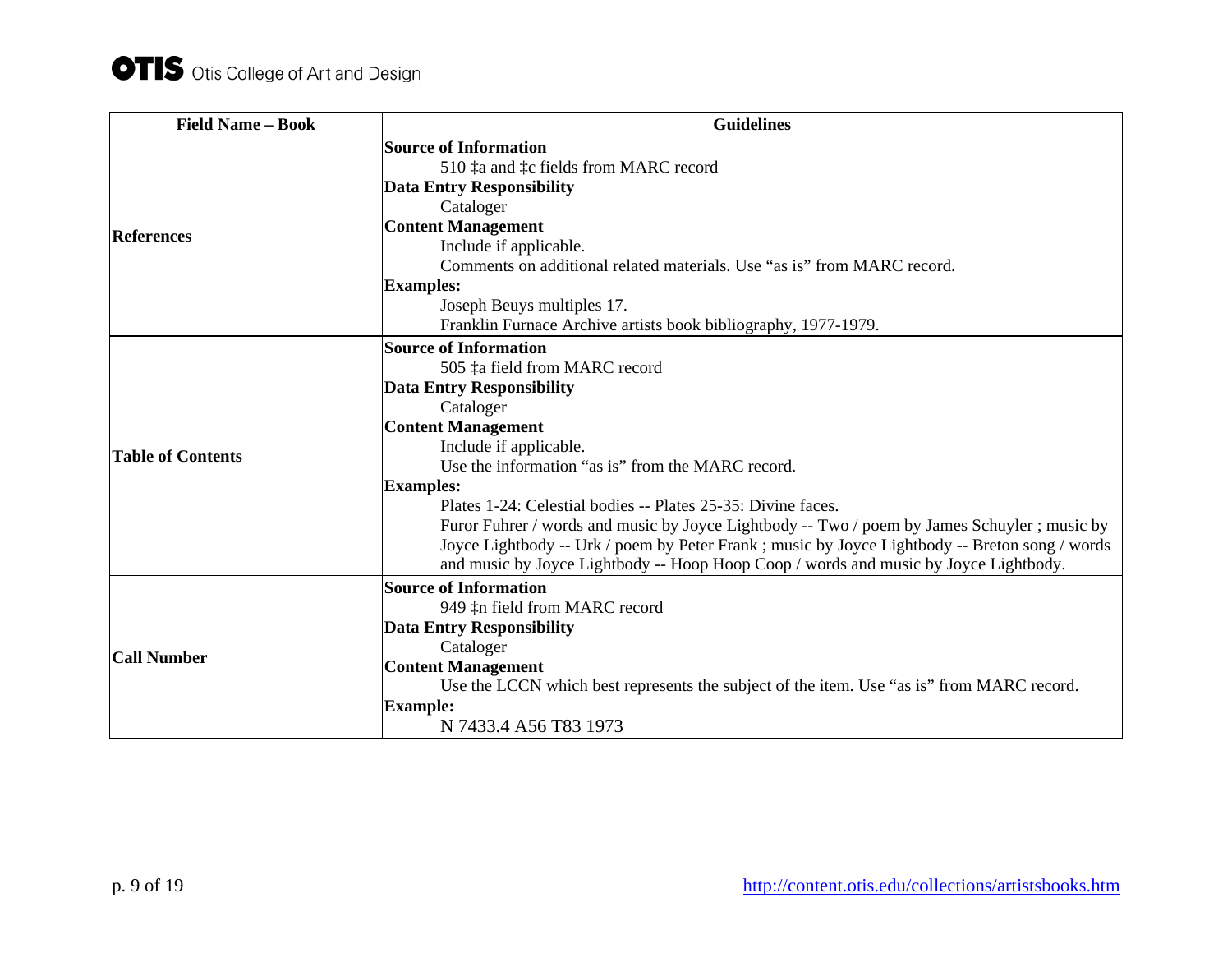| Field Name – Book | Guidelines |
|---|---|
| **References** | **Source of Information**<br>510 ‡a and ‡c fields from MARC record<br>**Data Entry Responsibility**<br>Cataloger<br>**Content Management**<br>Include if applicable.<br>Comments on additional related materials. Use “as is” from MARC record.<br>**Examples:**<br>Joseph Beuys multiples 17.<br>Franklin Furnace Archive artists book bibliography, 1977-1979. |
| **Table of Contents** | **Source of Information**<br>505 ‡a field from MARC record<br>**Data Entry Responsibility**<br>Cataloger<br>**Content Management**<br>Include if applicable.<br>Use the information “as is” from the MARC record.<br>**Examples:**<br>Plates 1-24: Celestial bodies -- Plates 25-35: Divine faces.<br>Furor Fuhrer / words and music by Joyce Lightbody -- Two / poem by James Schuyler ; music by Joyce Lightbody -- Urk / poem by Peter Frank ; music by Joyce Lightbody -- Breton song / words and music by Joyce Lightbody -- Hoop Hoop Coop / words and music by Joyce Lightbody. |
| **Call Number** | **Source of Information**<br>949 ‡n field from MARC record<br>**Data Entry Responsibility**<br>Cataloger<br>**Content Management**<br>Use the LCCN which best represents the subject of the item. Use “as is” from MARC record.<br>**Example:**<br>N 7433.4 A56 T83 1973 |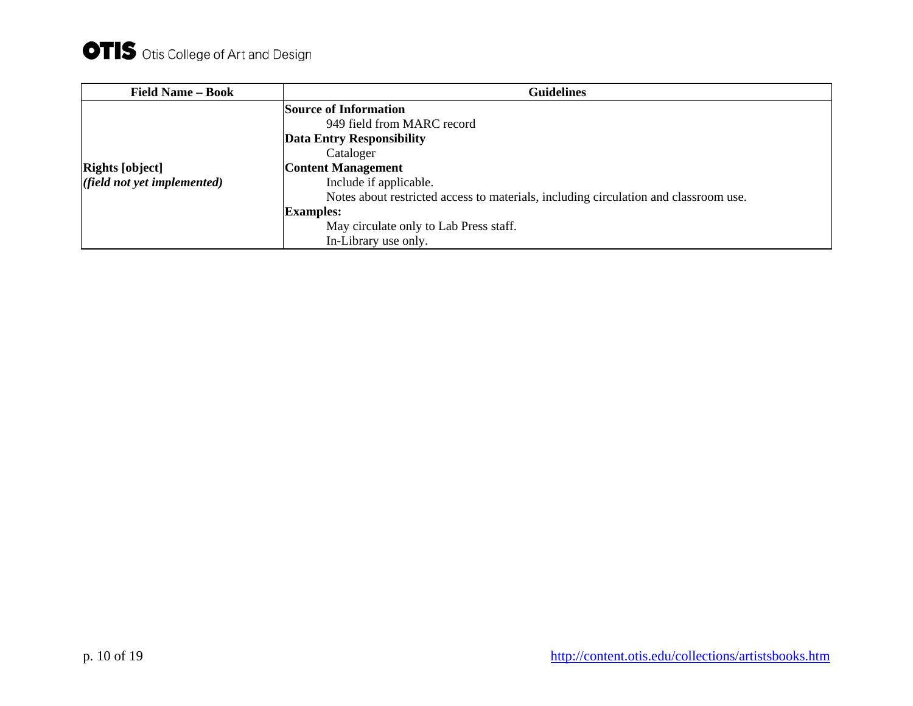| Field Name – Book | Guidelines |
|---|---|
| **Rights [object]**<br>***(field not yet implemented)*** | **Source of Information**<br>949 field from MARC record<br>**Data Entry Responsibility**<br>Cataloger<br>**Content Management**<br>Include if applicable.<br>Notes about restricted access to materials, including circulation and classroom use.<br>**Examples:**<br>May circulate only to Lab Press staff.<br>In-Library use only. |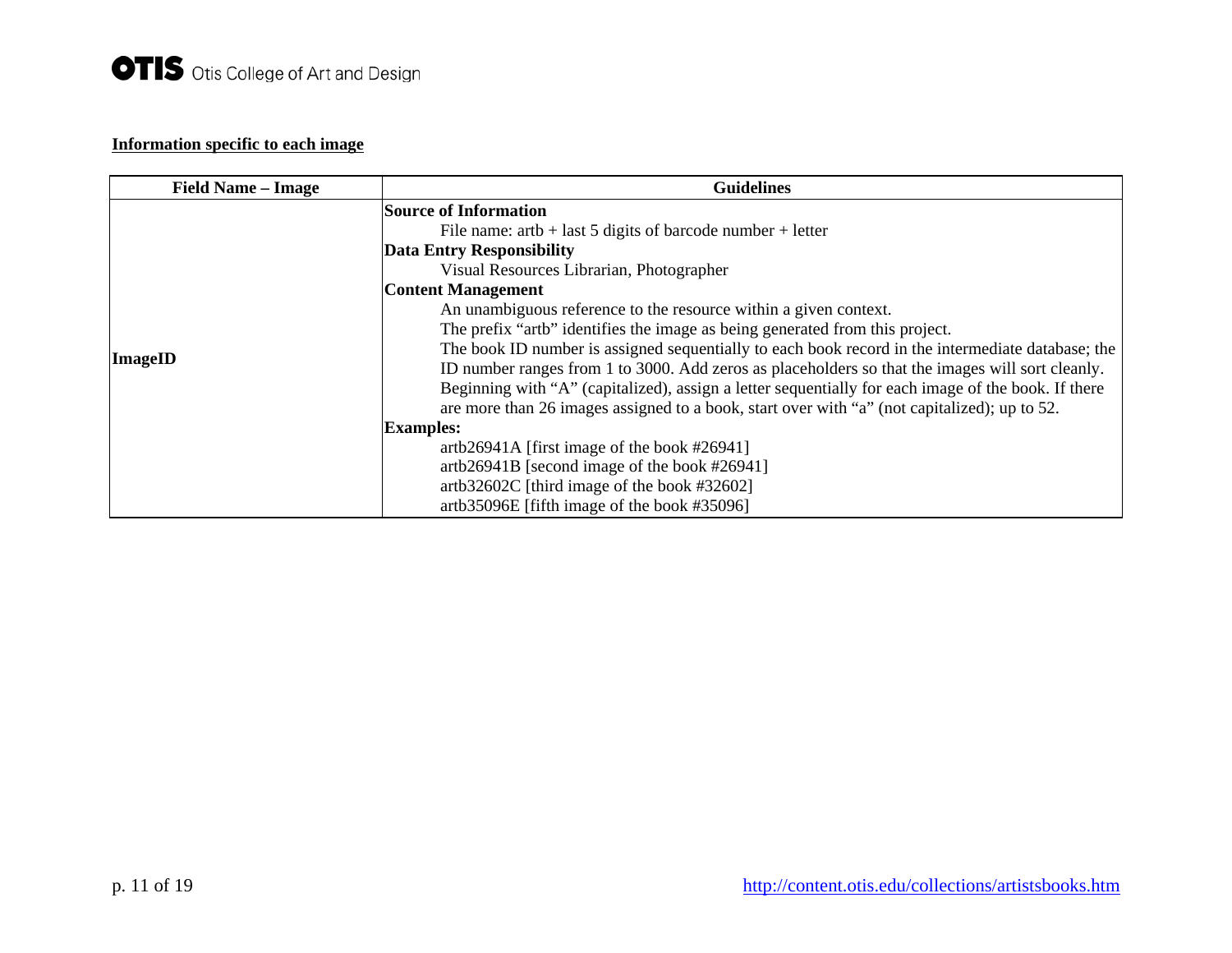**Information specific to each image**

| Field Name – Image | Guidelines |
| --- | --- |
| **ImageID** | **Source of Information**<br>File name: artb + last 5 digits of barcode number + letter<br>**Data Entry Responsibility**<br>Visual Resources Librarian, Photographer<br>**Content Management**<br>An unambiguous reference to the resource within a given context.<br>The prefix "artb" identifies the image as being generated from this project.<br>The book ID number is assigned sequentially to each book record in the intermediate database; the ID number ranges from 1 to 3000. Add zeros as placeholders so that the images will sort cleanly.<br>Beginning with "A" (capitalized), assign a letter sequentially for each image of the book. If there are more than 26 images assigned to a book, start over with "a" (not capitalized); up to 52.<br>**Examples:**<br>artb26941A [first image of the book #26941]<br>artb26941B [second image of the book #26941]<br>artb32602C [third image of the book #32602]<br>artb35096E [fifth image of the book #35096] |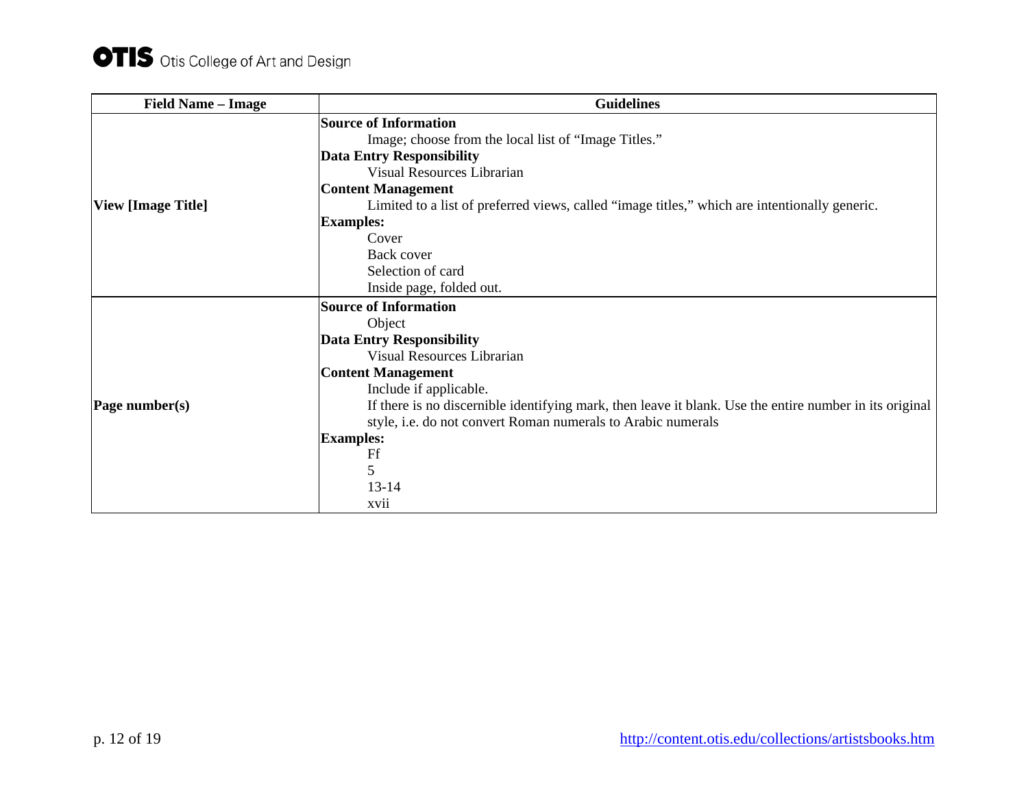| Field Name – Image | Guidelines |
| --- | --- |
| **View [Image Title]** | **Source of Information**<br>Image; choose from the local list of "Image Titles."<br>**Data Entry Responsibility**<br>Visual Resources Librarian<br>**Content Management**<br>Limited to a list of preferred views, called "image titles," which are intentionally generic.<br>**Examples:**<br>Cover<br>Back cover<br>Selection of card<br>Inside page, folded out. |
| **Page number(s)** | **Source of Information**<br>Object<br>**Data Entry Responsibility**<br>Visual Resources Librarian<br>**Content Management**<br>Include if applicable.<br>If there is no discernible identifying mark, then leave it blank. Use the entire number in its original style, i.e. do not convert Roman numerals to Arabic numerals<br>**Examples:**<br>Ff<br>5<br>13-14<br>xvii |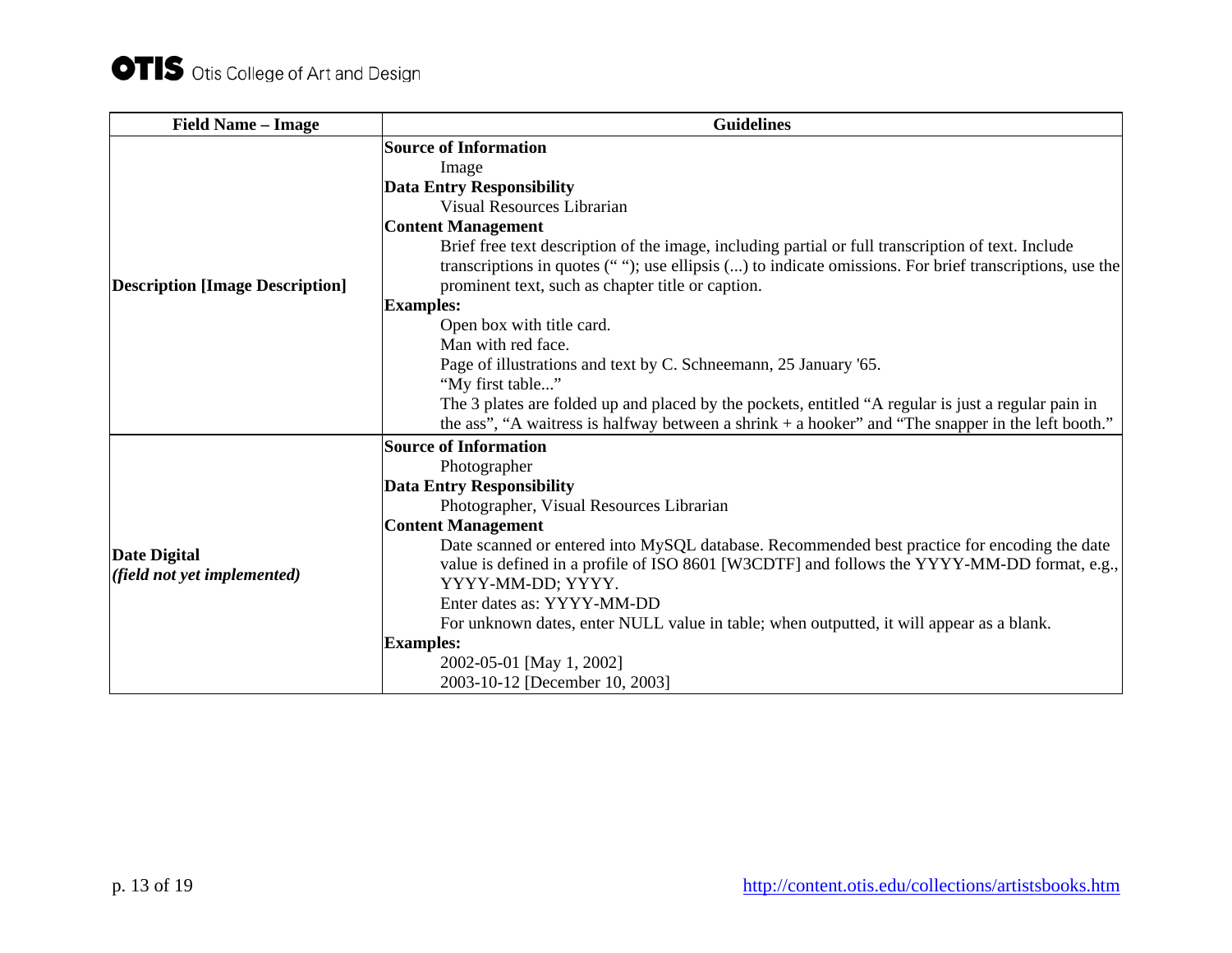| Field Name – Image | Guidelines |
|---|---|
| **Description [Image Description]** | **Source of Information**<br>Image<br>**Data Entry Responsibility**<br>Visual Resources Librarian<br>**Content Management**<br>Brief free text description of the image, including partial or full transcription of text. Include transcriptions in quotes (" "); use ellipsis (...) to indicate omissions. For brief transcriptions, use the prominent text, such as chapter title or caption.<br>**Examples:**<br>Open box with title card.<br>Man with red face.<br>Page of illustrations and text by C. Schneemann, 25 January '65.<br>"My first table..."<br>The 3 plates are folded up and placed by the pockets, entitled "A regular is just a regular pain in the ass", "A waitress is halfway between a shrink + a hooker" and "The snapper in the left booth." |
| **Date Digital**<br>***(field not yet implemented)*** | **Source of Information**<br>Photographer<br>**Data Entry Responsibility**<br>Photographer, Visual Resources Librarian<br>**Content Management**<br>Date scanned or entered into MySQL database. Recommended best practice for encoding the date value is defined in a profile of ISO 8601 [W3CDTF] and follows the YYYY-MM-DD format, e.g., YYYY-MM-DD; YYYY.<br>Enter dates as: YYYY-MM-DD<br>For unknown dates, enter NULL value in table; when outputted, it will appear as a blank.<br>**Examples:**<br>2002-05-01 [May 1, 2002]<br>2003-10-12 [December 10, 2003] |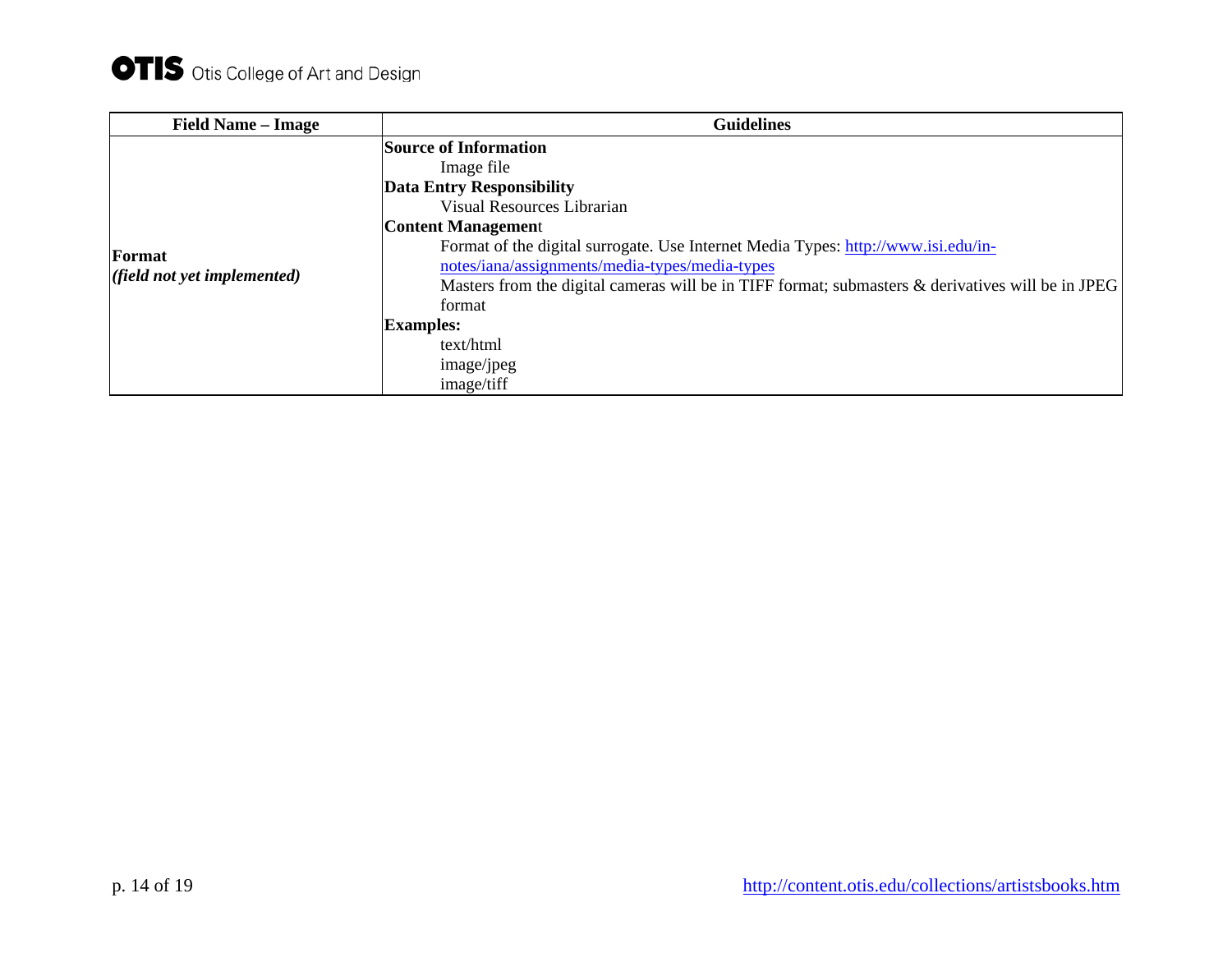| Field Name – Image | Guidelines |
|---|---|
| **Format**<br>***(field not yet implemented)*** | **Source of Information**<br>Image file<br>**Data Entry Responsibility**<br>Visual Resources Librarian<br>**Content Management**<br>Format of the digital surrogate. Use Internet Media Types: http://www.isi.edu/in-notes/iana/assignments/media-types/media-types<br>Masters from the digital cameras will be in TIFF format; submasters & derivatives will be in JPEG format<br>**Examples:**<br>text/html<br>image/jpeg<br>image/tiff |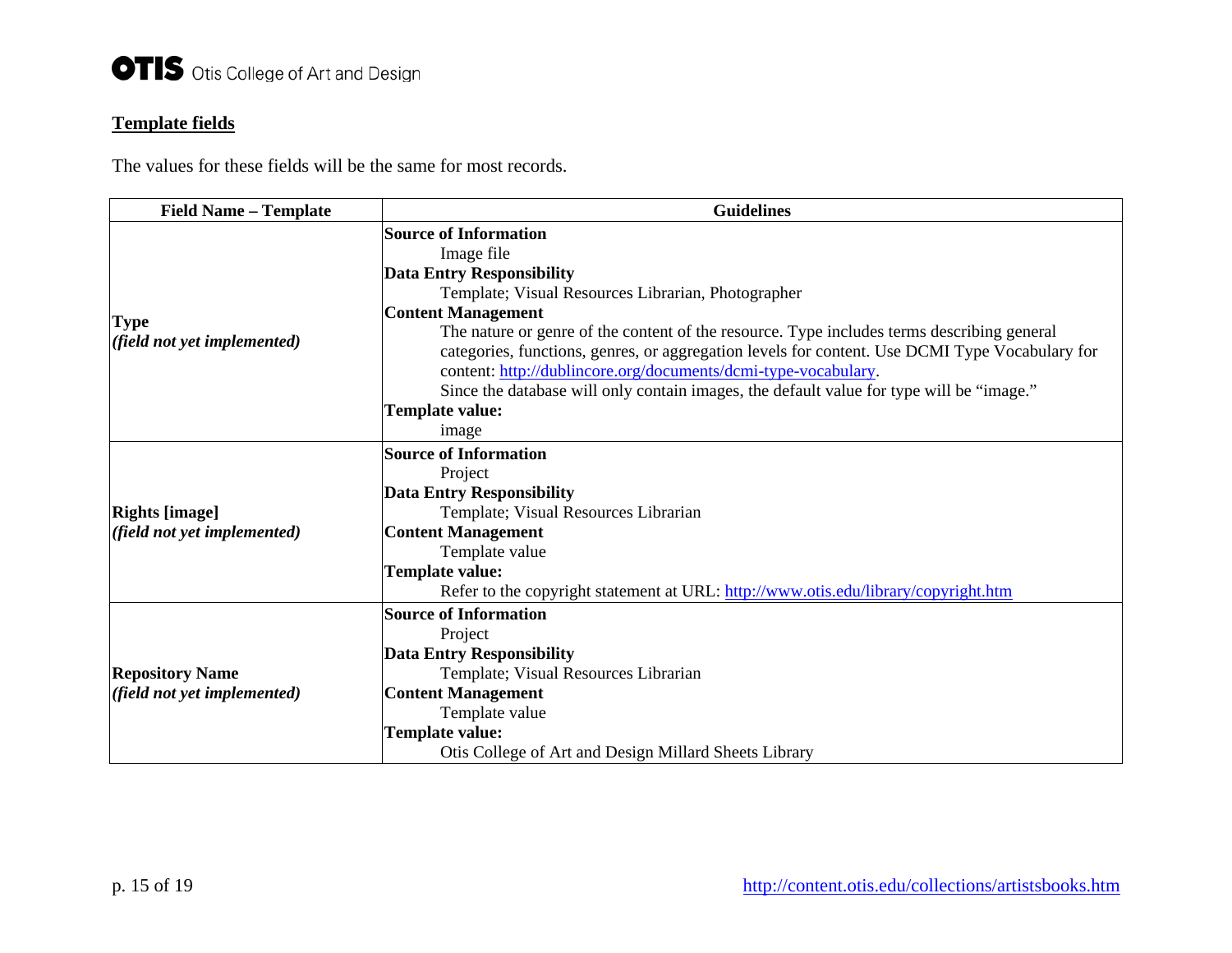## Template fields

The values for these fields will be the same for most records.

| Field Name – Template | Guidelines |
|---|---|
| **Type** *(field not yet implemented)* | **Source of Information**<br>Image file<br>**Data Entry Responsibility**<br>Template; Visual Resources Librarian, Photographer<br>**Content Management**<br>The nature or genre of the content of the resource. Type includes terms describing general categories, functions, genres, or aggregation levels for content. Use DCMI Type Vocabulary for content: http://dublincore.org/documents/dcmi-type-vocabulary.<br>Since the database will only contain images, the default value for type will be "image."<br>**Template value:**<br>image |
| **Rights [image]** *(field not yet implemented)* | **Source of Information**<br>Project<br>**Data Entry Responsibility**<br>Template; Visual Resources Librarian<br>**Content Management**<br>Template value<br>**Template value:**<br>Refer to the copyright statement at URL: http://www.otis.edu/library/copyright.htm |
| **Repository Name** *(field not yet implemented)* | **Source of Information**<br>Project<br>**Data Entry Responsibility**<br>Template; Visual Resources Librarian<br>**Content Management**<br>Template value<br>**Template value:**<br>Otis College of Art and Design Millard Sheets Library |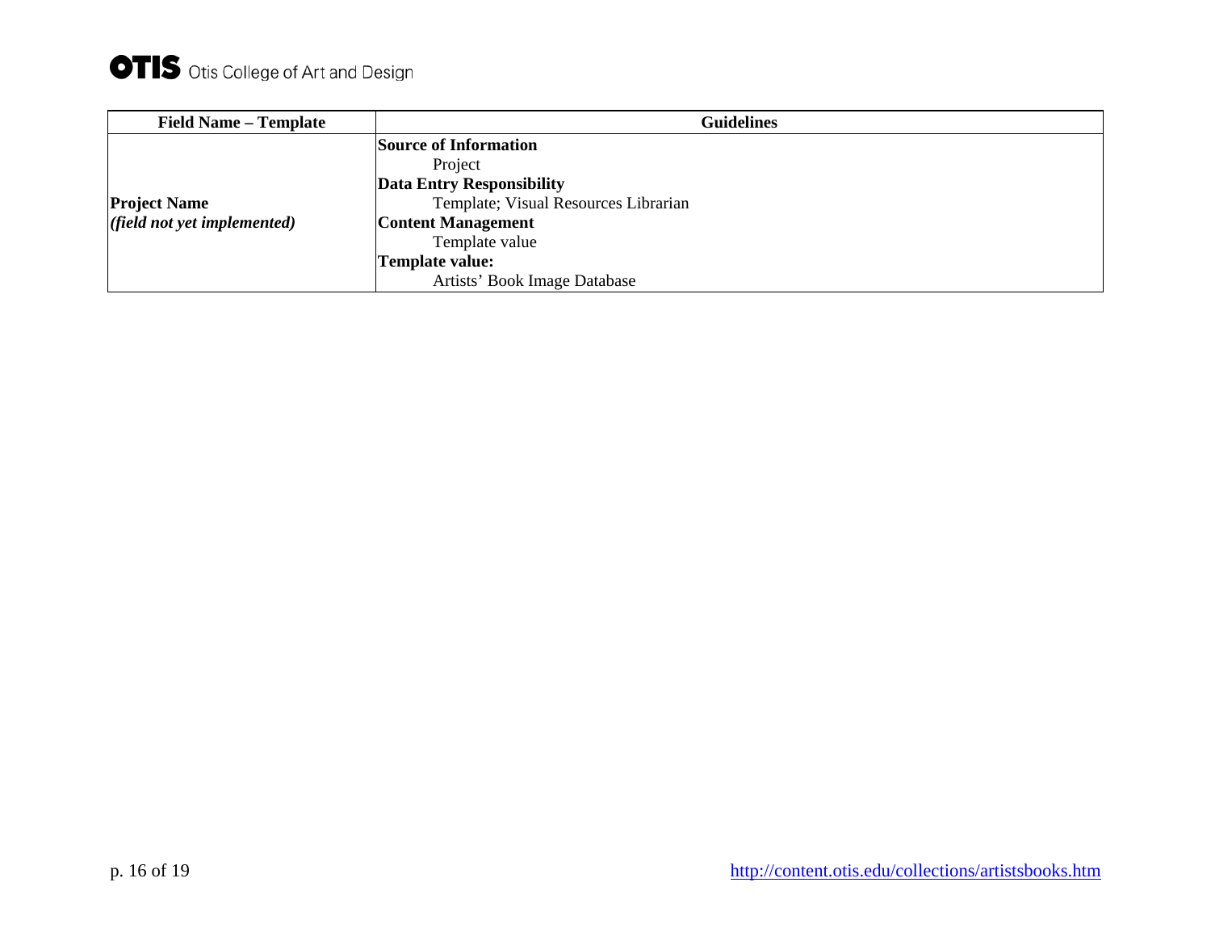| Field Name – Template | Guidelines |
|---|---|
| **Project Name** *(field not yet implemented)* | **Source of Information**<br>Project<br>**Data Entry Responsibility**<br>Template; Visual Resources Librarian<br>**Content Management**<br>Template value<br>**Template value:**<br>Artists' Book Image Database |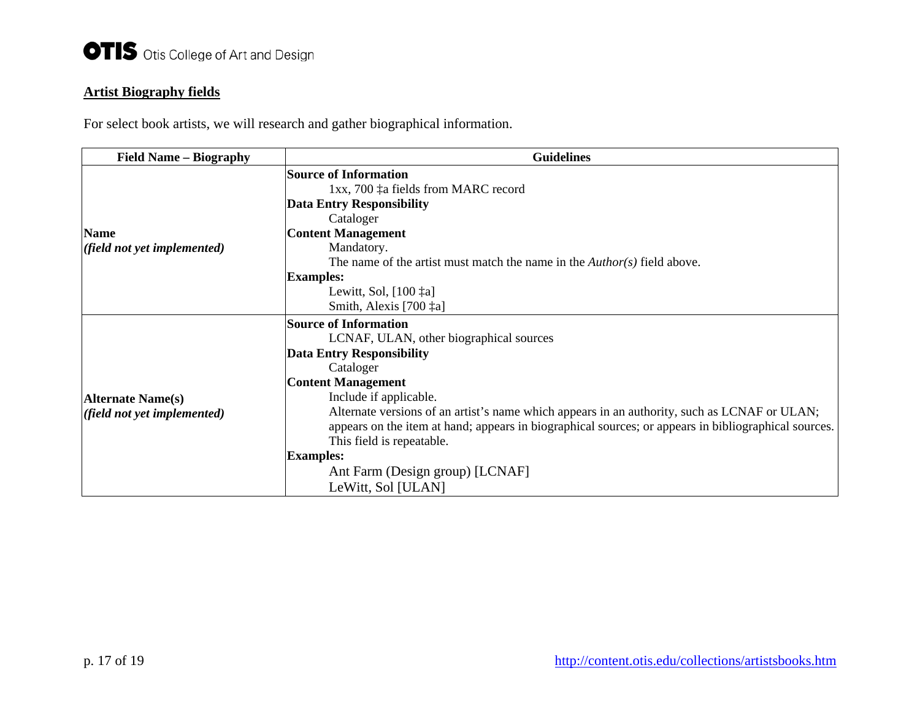## Artist Biography fields

For select book artists, we will research and gather biographical information.

| Field Name – Biography | Guidelines |
|---|---|
| **Name**<br>***(field not yet implemented)*** | **Source of Information**<br>1xx, 700 ‡a fields from MARC record<br>**Data Entry Responsibility**<br>Cataloger<br>**Content Management**<br>Mandatory.<br>The name of the artist must match the name in the *Author(s)* field above.<br>**Examples:**<br>Lewitt, Sol, [100 ‡a]<br>Smith, Alexis [700 ‡a] |
| **Alternate Name(s)**<br>***(field not yet implemented)*** | **Source of Information**<br>LCNAF, ULAN, other biographical sources<br>**Data Entry Responsibility**<br>Cataloger<br>**Content Management**<br>Include if applicable.<br>Alternate versions of an artist's name which appears in an authority, such as LCNAF or ULAN; appears on the item at hand; appears in biographical sources; or appears in bibliographical sources.<br>This field is repeatable.<br>**Examples:**<br>Ant Farm (Design group) [LCNAF]<br>LeWitt, Sol [ULAN] |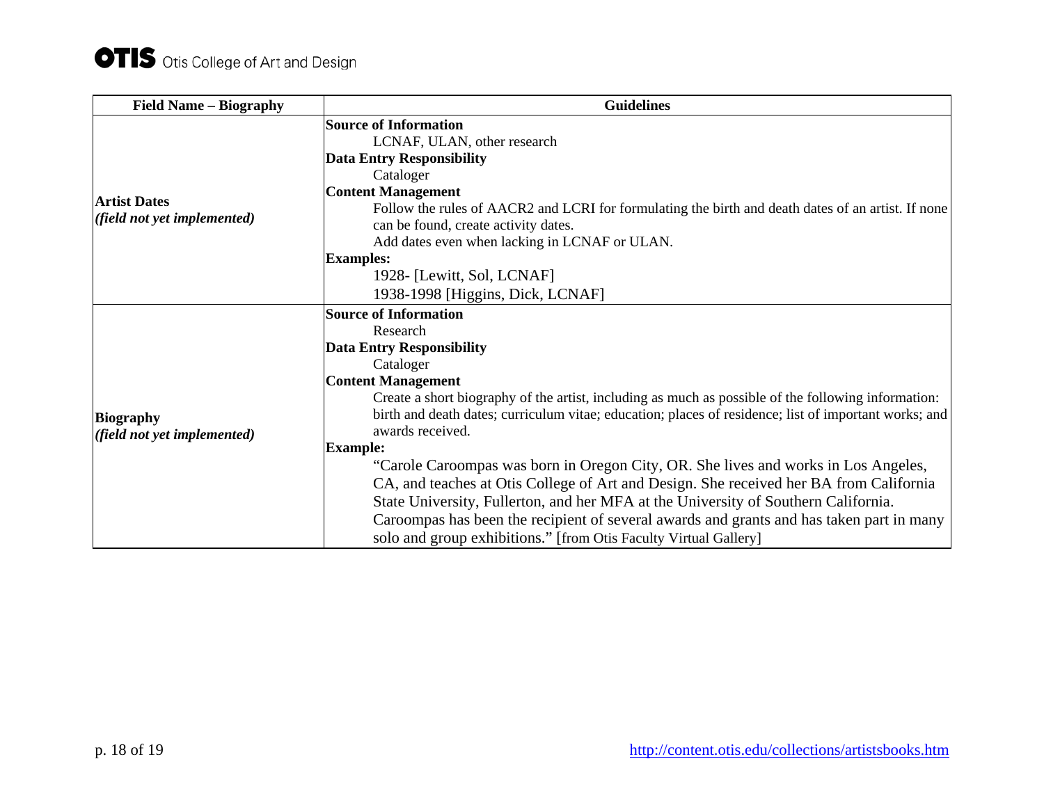| Field Name – Biography | Guidelines |
|---|---|
| **Artist Dates** *(field not yet implemented)* | **Source of Information**<br>LCNAF, ULAN, other research<br>**Data Entry Responsibility**<br>Cataloger<br>**Content Management**<br>Follow the rules of AACR2 and LCRI for formulating the birth and death dates of an artist. If none can be found, create activity dates.<br>Add dates even when lacking in LCNAF or ULAN.<br>**Examples:**<br>1928- [Lewitt, Sol, LCNAF]<br>1938-1998 [Higgins, Dick, LCNAF] |
| **Biography** *(field not yet implemented)* | **Source of Information**<br>Research<br>**Data Entry Responsibility**<br>Cataloger<br>**Content Management**<br>Create a short biography of the artist, including as much as possible of the following information: birth and death dates; curriculum vitae; education; places of residence; list of important works; and awards received.<br>**Example:**<br>"Carole Caroompas was born in Oregon City, OR. She lives and works in Los Angeles, CA, and teaches at Otis College of Art and Design. She received her BA from California State University, Fullerton, and her MFA at the University of Southern California. Caroompas has been the recipient of several awards and grants and has taken part in many solo and group exhibitions." [from Otis Faculty Virtual Gallery] |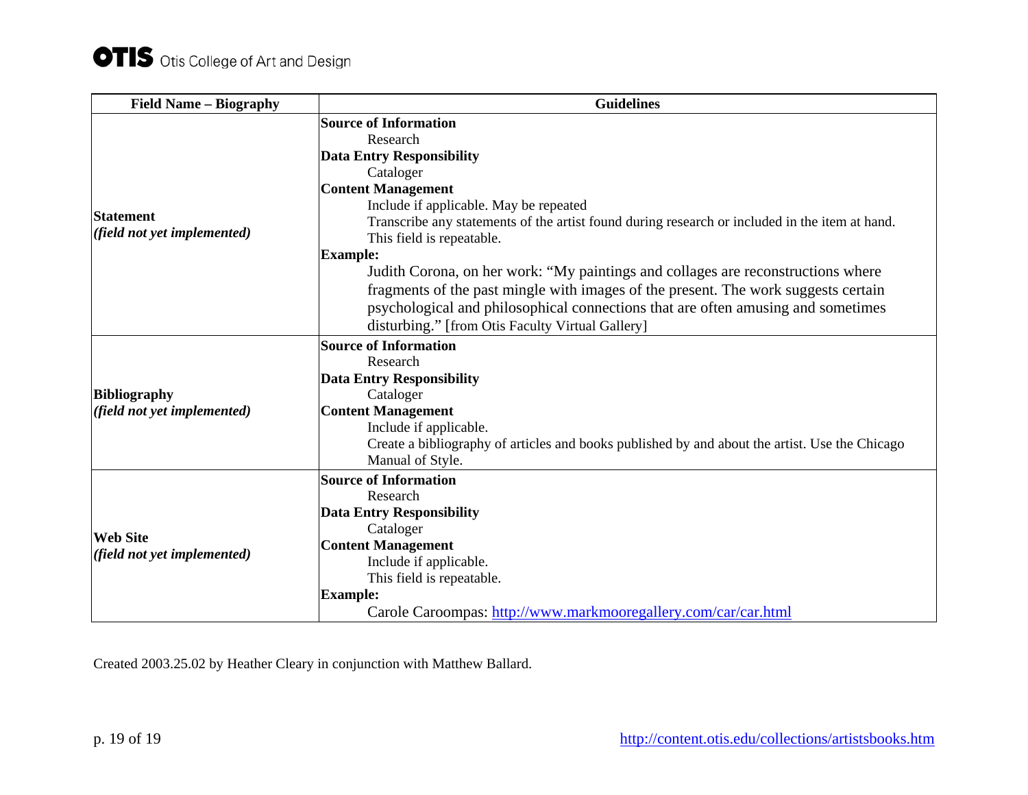| Field Name – Biography | Guidelines |
| --- | --- |
| **Statement** *(field not yet implemented)* | **Source of Information**<br>Research<br>**Data Entry Responsibility**<br>Cataloger<br>**Content Management**<br>Include if applicable. May be repeated<br>Transcribe any statements of the artist found during research or included in the item at hand.<br>This field is repeatable.<br>**Example:**<br>Judith Corona, on her work: "My paintings and collages are reconstructions where fragments of the past mingle with images of the present. The work suggests certain psychological and philosophical connections that are often amusing and sometimes disturbing." [from Otis Faculty Virtual Gallery] |
| **Bibliography** *(field not yet implemented)* | **Source of Information**<br>Research<br>**Data Entry Responsibility**<br>Cataloger<br>**Content Management**<br>Include if applicable.<br>Create a bibliography of articles and books published by and about the artist. Use the Chicago Manual of Style. |
| **Web Site** *(field not yet implemented)* | **Source of Information**<br>Research<br>**Data Entry Responsibility**<br>Cataloger<br>**Content Management**<br>Include if applicable.<br>This field is repeatable.<br>**Example:**<br>Carole Caroompas: http://www.markmooregallery.com/car/car.html |

Created 2003.25.02 by Heather Cleary in conjunction with Matthew Ballard.